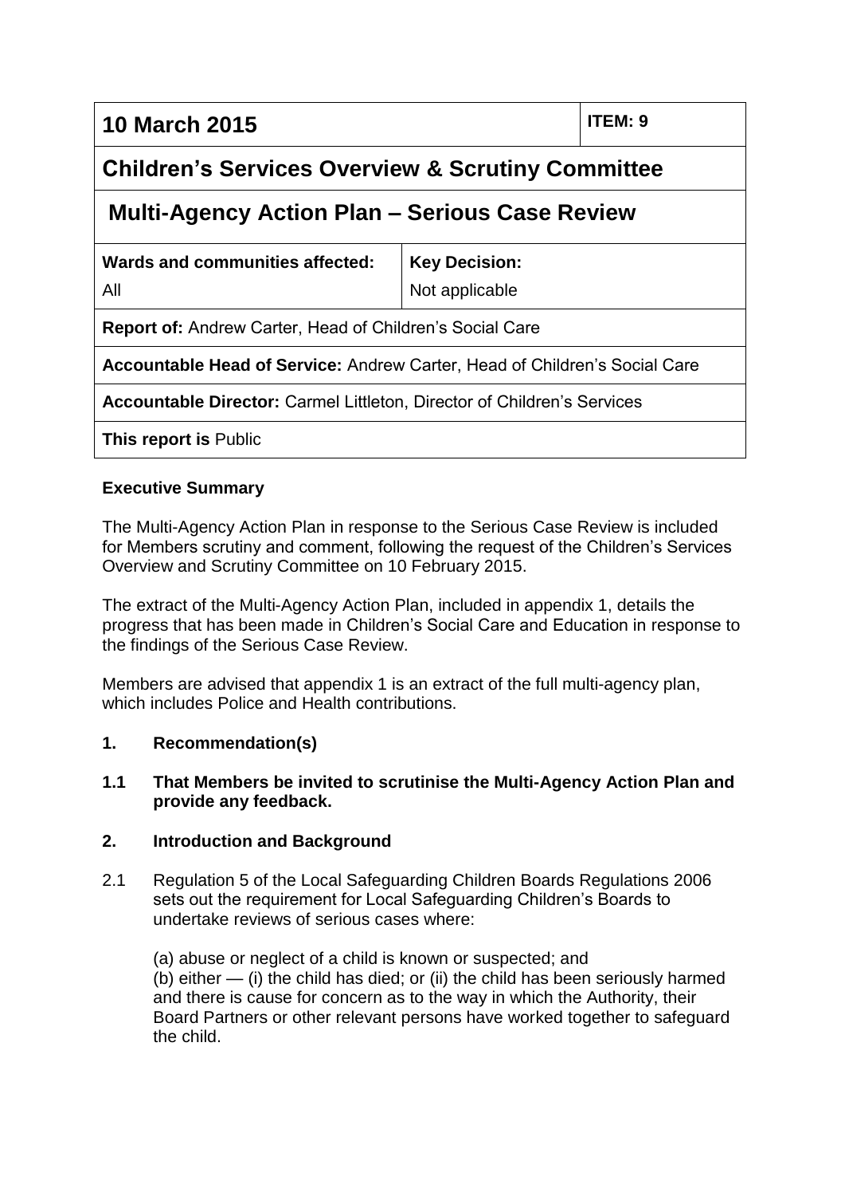| 10 March 2015 | ITEM: 9 |
|---|---|
| **Children's Services Overview & Scrutiny Committee** | |
| **Multi-Agency Action Plan – Serious Case Review** | |
| **Wards and communities affected:** All | **Key Decision:** Not applicable |
| **Report of:** Andrew Carter, Head of Children's Social Care | |
| **Accountable Head of Service:** Andrew Carter, Head of Children's Social Care | |
| **Accountable Director:** Carmel Littleton, Director of Children's Services | |
| **This report is** Public | |

**Executive Summary**

The Multi-Agency Action Plan in response to the Serious Case Review is included for Members scrutiny and comment, following the request of the Children's Services Overview and Scrutiny Committee on 10 February 2015.

The extract of the Multi-Agency Action Plan, included in appendix 1, details the progress that has been made in Children's Social Care and Education in response to the findings of the Serious Case Review.

Members are advised that appendix 1 is an extract of the full multi-agency plan, which includes Police and Health contributions.

**1. Recommendation(s)**

**1.1 That Members be invited to scrutinise the Multi-Agency Action Plan and provide any feedback.**

**2. Introduction and Background**

2.1 Regulation 5 of the Local Safeguarding Children Boards Regulations 2006 sets out the requirement for Local Safeguarding Children's Boards to undertake reviews of serious cases where:

(a) abuse or neglect of a child is known or suspected; and
(b) either — (i) the child has died; or (ii) the child has been seriously harmed and there is cause for concern as to the way in which the Authority, their Board Partners or other relevant persons have worked together to safeguard the child.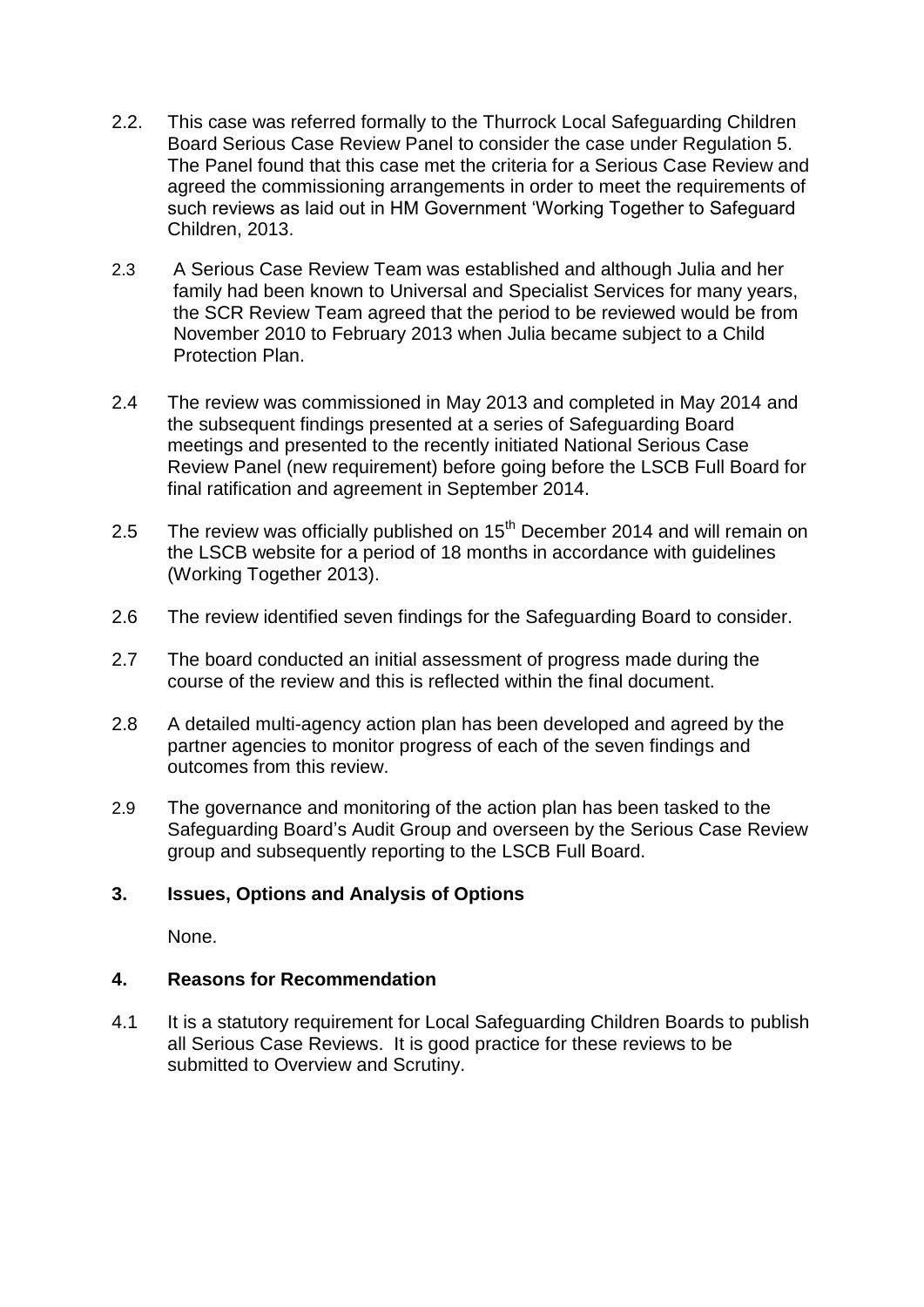2.2. This case was referred formally to the Thurrock Local Safeguarding Children Board Serious Case Review Panel to consider the case under Regulation 5. The Panel found that this case met the criteria for a Serious Case Review and agreed the commissioning arrangements in order to meet the requirements of such reviews as laid out in HM Government 'Working Together to Safeguard Children, 2013.

2.3 A Serious Case Review Team was established and although Julia and her family had been known to Universal and Specialist Services for many years, the SCR Review Team agreed that the period to be reviewed would be from November 2010 to February 2013 when Julia became subject to a Child Protection Plan.

2.4 The review was commissioned in May 2013 and completed in May 2014 and the subsequent findings presented at a series of Safeguarding Board meetings and presented to the recently initiated National Serious Case Review Panel (new requirement) before going before the LSCB Full Board for final ratification and agreement in September 2014.

2.5 The review was officially published on 15th December 2014 and will remain on the LSCB website for a period of 18 months in accordance with guidelines (Working Together 2013).

2.6 The review identified seven findings for the Safeguarding Board to consider.

2.7 The board conducted an initial assessment of progress made during the course of the review and this is reflected within the final document.

2.8 A detailed multi-agency action plan has been developed and agreed by the partner agencies to monitor progress of each of the seven findings and outcomes from this review.

2.9 The governance and monitoring of the action plan has been tasked to the Safeguarding Board's Audit Group and overseen by the Serious Case Review group and subsequently reporting to the LSCB Full Board.

## 3. Issues, Options and Analysis of Options

None.

## 4. Reasons for Recommendation

4.1 It is a statutory requirement for Local Safeguarding Children Boards to publish all Serious Case Reviews. It is good practice for these reviews to be submitted to Overview and Scrutiny.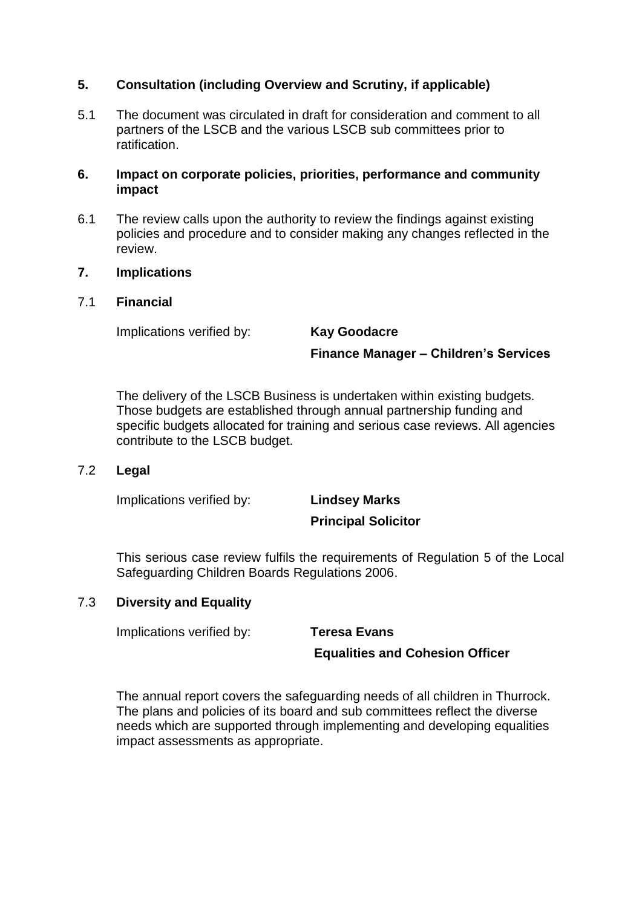## 5. Consultation (including Overview and Scrutiny, if applicable)

5.1 The document was circulated in draft for consideration and comment to all partners of the LSCB and the various LSCB sub committees prior to ratification.

## 6. Impact on corporate policies, priorities, performance and community impact

6.1 The review calls upon the authority to review the findings against existing policies and procedure and to consider making any changes reflected in the review.

## 7. Implications

### 7.1 Financial

Implications verified by: **Kay Goodacre**
**Finance Manager – Children's Services**

The delivery of the LSCB Business is undertaken within existing budgets. Those budgets are established through annual partnership funding and specific budgets allocated for training and serious case reviews. All agencies contribute to the LSCB budget.

### 7.2 Legal

Implications verified by: **Lindsey Marks**
**Principal Solicitor**

This serious case review fulfils the requirements of Regulation 5 of the Local Safeguarding Children Boards Regulations 2006.

### 7.3 Diversity and Equality

Implications verified by: **Teresa Evans**
**Equalities and Cohesion Officer**

The annual report covers the safeguarding needs of all children in Thurrock. The plans and policies of its board and sub committees reflect the diverse needs which are supported through implementing and developing equalities impact assessments as appropriate.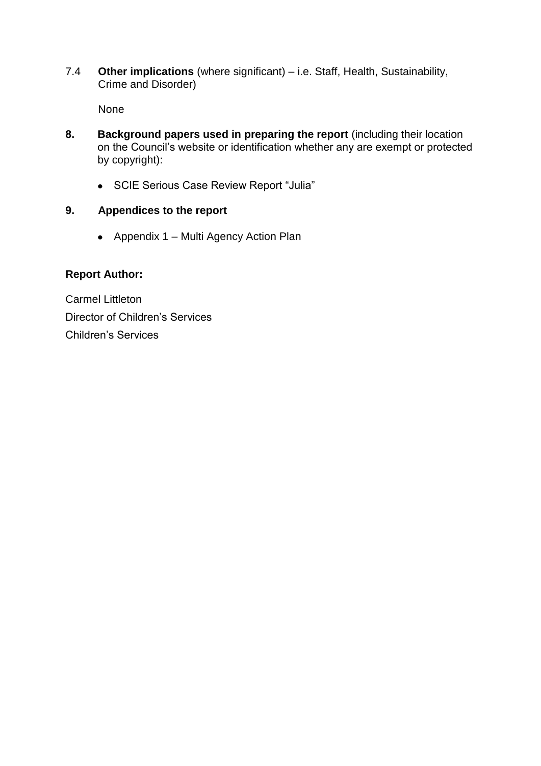7.4 **Other implications** (where significant) – i.e. Staff, Health, Sustainability, Crime and Disorder)

None

**8. Background papers used in preparing the report** (including their location on the Council's website or identification whether any are exempt or protected by copyright):

- SCIE Serious Case Review Report "Julia"

**9. Appendices to the report**

- Appendix 1 – Multi Agency Action Plan

**Report Author:**

Carmel Littleton

Director of Children's Services

Children's Services